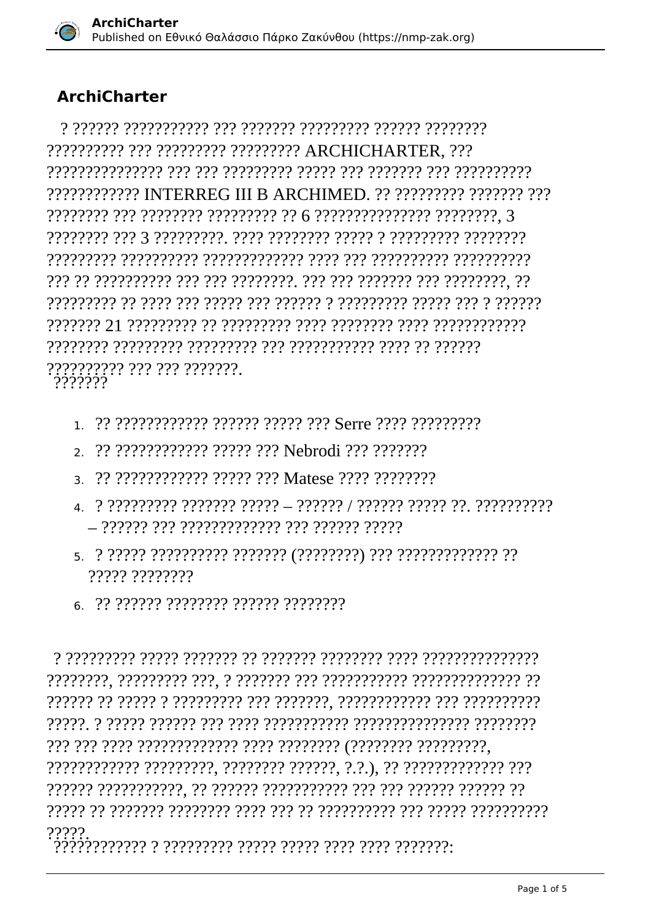## ArchiCharter

? ?????? ??????????? ??? ??????? ????????? ?????? ???????? ?????????? ??? ????????? ????????? ARCHICHARTER, ??? ??????????????? ??? ??? ????????? ????? ??? ??????? ??? ?????????? ???????????? INTERREG III B ARCHIMED. ?? ????????? ??????? ??? ???????? ??? ???????? ????????? ?? 6 ??????????????? ????????, 3 ???????? ??? 3 ?????????. ???? ???????? ????? ? ????????? ???????? ????????? ?????????? ????????????? ???? ??? ?????????? ?????????? ??? ?? ?????????? ??? ??? ????????. ??? ??? ??????? ??? ????????, ?? ????????? ?? ???? ??? ????? ??? ?????? ? ????????? ????? ??? ? ?????? ??????? 21 ????????? ?? ????????? ???? ???????? ???? ???????????? ???????? ????????? ????????? ??? ??????????? ???? ?? ?????? ?????????? ??? ??? ???????.

???????

1. ?? ???????????? ?????? ????? ??? Serre ???? ?????????
2. ?? ???????????? ????? ??? Nebrodi ??? ???????
3. ?? ???????????? ????? ??? Matese ???? ????????
4. ? ????????? ??????? ????? – ?????? / ?????? ????? ??. ?????????? – ?????? ??? ????????????? ??? ?????? ?????
5. ? ????? ?????????? ??????? (????????) ??? ????????????? ?? ????? ????????
6. ?? ?????? ???????? ?????? ????????

? ????????? ????? ??????? ?? ??????? ???????? ???? ??????????????? ????????, ????????? ???, ? ??????? ??? ??????????? ?????????????? ?? ?????? ?? ????? ? ????????? ??? ???????, ???????????? ??? ?????????? ?????. ? ????? ?????? ??? ???? ??????????? ??????????????? ???????? ??? ??? ???? ????????????? ???? ???????? (???????? ?????????, ???????????? ?????????, ???????? ??????, ?.?.), ?? ????????????? ??? ?????? ???????????, ?? ?????? ??????????? ??? ??? ?????? ?????? ?? ????? ?? ??????? ???????? ???? ??? ?? ?????????? ??? ????? ?????????? ?????.

???????????? ? ????????? ????? ????? ???? ???? ???????: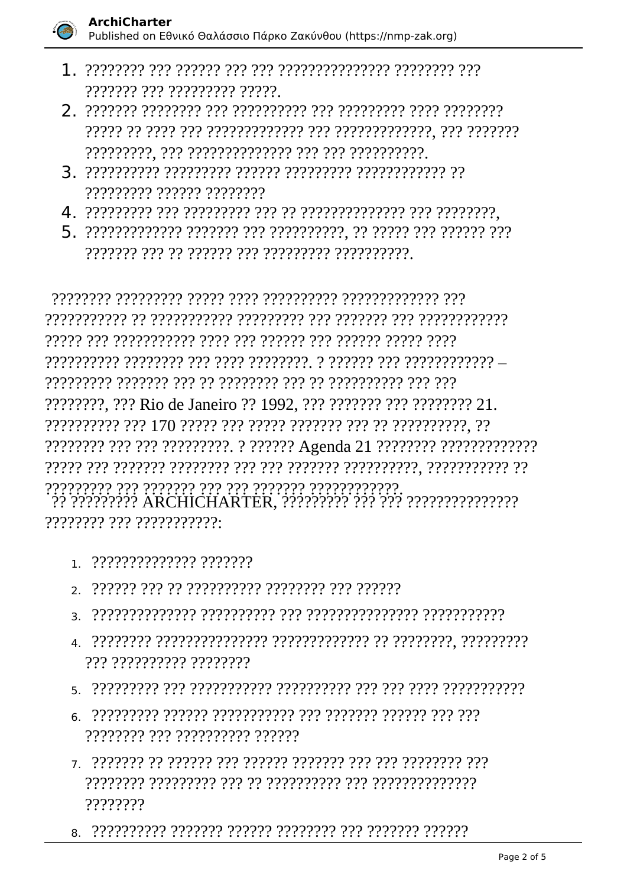1. ???????? ??? ?????? ??? ??? ??????????????? ???????? ??? ??????? ??? ????????? ?????.
2. ??????? ???????? ??? ?????????? ??? ????????? ???? ???????? ????? ?? ???? ??? ????????????? ??? ?????????????, ??? ??????? ?????????, ??? ?????????????? ??? ??? ??????????.
3. ?????????? ????????? ?????? ????????? ???????????? ?? ????????? ?????? ????????
4. ????????? ??? ????????? ??? ?? ?????????????? ??? ????????,
5. ????????????? ??????? ??? ??????????, ?? ????? ??? ?????? ??? ??????? ??? ?? ?????? ??? ????????? ??????????.

???????? ????????? ????? ???? ?????????? ????????????? ??? ??????????? ?? ??????????? ????????? ??? ??????? ??? ???????????? ????? ??? ??????????? ???? ??? ?????? ??? ?????? ????? ???? ?????????? ???????? ??? ???? ????????. ? ?????? ??? ???????????? – ????????? ??????? ??? ?? ???????? ??? ?? ?????????? ??? ??? ????????, ??? Rio de Janeiro ?? 1992, ??? ??????? ??? ???????? 21. ?????????? ??? 170 ????? ??? ????? ??????? ??? ?? ??????????, ?? ???????? ??? ??? ?????????. ? ?????? Agenda 21 ???????? ????????????? ????? ??? ??????? ???????? ??? ??? ??????? ??????????, ??????????? ?? ????????? ??? ??????? ??? ??? ??????? ????????????.

?? ????????? ARCHICHARTER, ????????? ??? ??? ??????????????? ???????? ??? ???????????:

1. ?????????????? ???????
2. ?????? ??? ?? ?????????? ???????? ??? ??????
3. ?????????????? ?????????? ??? ??????????????? ???????????
4. ???????? ??????????????? ????????????? ?? ????????, ????????? ??? ?????????? ????????
5. ????????? ??? ??????????? ?????????? ??? ??? ???? ???????????
6. ????????? ?????? ??????????? ??? ??????? ?????? ??? ??? ???????? ??? ?????????? ??????
7. ??????? ?? ?????? ??? ?????? ??????? ??? ??? ???????? ??? ???????? ????????? ??? ?? ?????????? ??? ?????????????? ????????
8. ?????????? ??????? ?????? ???????? ??? ??????? ??????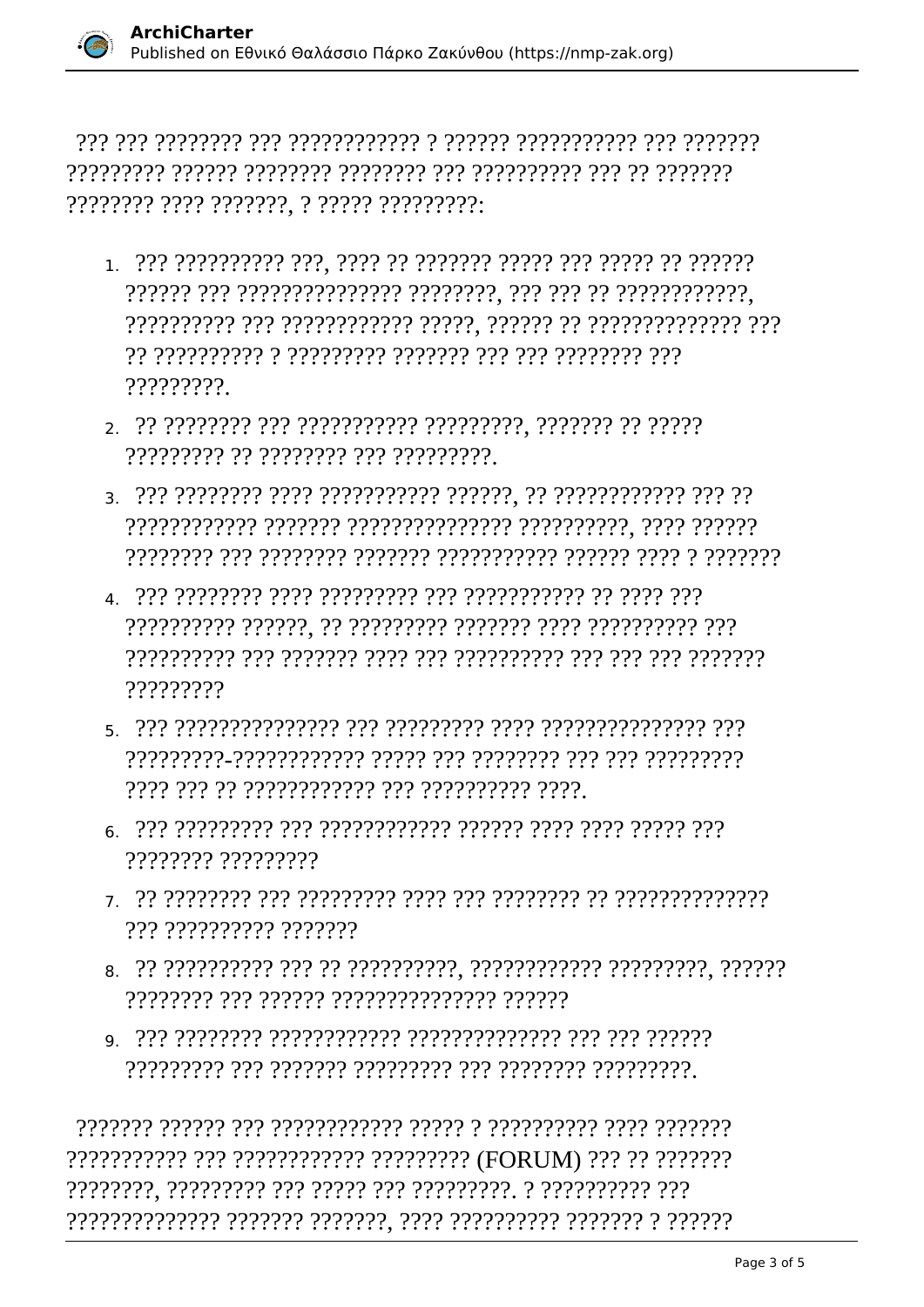??? ??? ???????? ??? ???????????? ? ?????? ??????????? ??? ??????? ????????? ?????? ???????? ???????? ??? ?????????? ??? ?? ??????? ???????? ???? ???????, ? ????? ?????????:

1. ??? ?????????? ???, ???? ?? ??????? ????? ??? ????? ?? ?????? ?????? ??? ??????????????? ????????, ??? ??? ?? ????????????, ?????????? ??? ???????????? ?????, ?????? ?? ?????????????? ??? ?? ?????????? ? ????????? ??????? ??? ??? ???????? ??? ?????????.
2. ?? ???????? ??? ??????????? ?????????, ??????? ?? ????? ????????? ?? ???????? ??? ?????????.
3. ??? ???????? ???? ??????????? ??????, ?? ???????????? ??? ?? ???????????? ??????? ??????????????? ??????????, ???? ?????? ???????? ??? ???????? ??????? ??????????? ?????? ???? ? ???????
4. ??? ???????? ???? ????????? ??? ??????????? ?? ???? ??? ?????????? ??????, ?? ????????? ??????? ???? ?????????? ??? ?????????? ??? ??????? ???? ??? ?????????? ??? ??? ??? ??????? ?????????
5. ??? ??????????????? ??? ????????? ???? ??????????????? ??? ?????????-???????????? ????? ??? ???????? ??? ??? ????????? ???? ??? ?? ???????????? ??? ?????????? ????.
6. ??? ????????? ??? ???????????? ?????? ???? ???? ????? ??? ???????? ?????????
7. ?? ???????? ??? ????????? ???? ??? ???????? ?? ?????????????? ??? ?????????? ???????
8. ?? ?????????? ??? ?? ??????????, ???????????? ?????????, ?????? ???????? ??? ?????? ??????????????? ??????
9. ??? ???????? ???????????? ?????????????? ??? ??? ?????? ????????? ??? ??????? ????????? ??? ???????? ?????????.

??????? ?????? ??? ???????????? ????? ? ?????????? ???? ??????? ??????????? ??? ???????????? ????????? (FORUM) ??? ?? ??????? ????????, ????????? ??? ????? ??? ?????????. ? ?????????? ??? ?????????????? ??????? ???????, ???? ?????????? ??????? ? ??????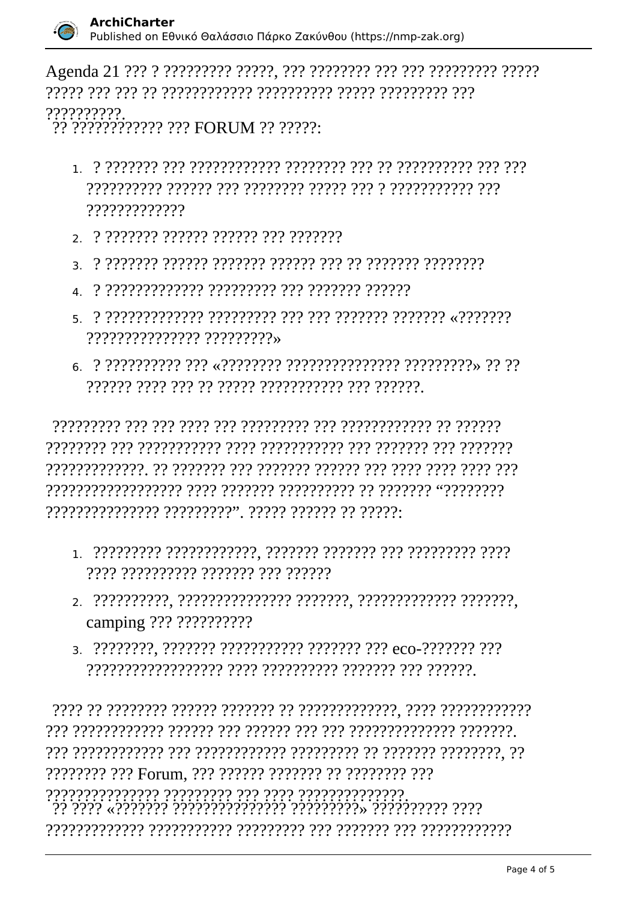Agenda 21 ??? ? ????????? ?????, ??? ???????? ??? ??? ????????? ????? ????? ??? ??? ?? ???????????? ?????????? ????? ????????? ??? ??????????.

?? ???????????? ??? FORUM ?? ?????:

1. ? ??????? ??? ???????????? ???????? ??? ?? ?????????? ??? ??? ?????????? ?????? ??? ???????? ????? ??? ? ??????????? ??? ?????????????
2. ? ??????? ?????? ?????? ??? ???????
3. ? ??????? ?????? ??????? ?????? ??? ?? ??????? ????????
4. ? ????????????? ????????? ??? ??????? ??????
5. ? ????????????? ????????? ??? ??? ??????? ??????? «??????? ??????????????? ?????????»
6. ? ?????????? ??? «???????? ??????????????? ?????????» ?? ?? ?????? ???? ??? ?? ????? ??????????? ??? ??????.

????????? ??? ??? ???? ??? ????????? ??? ???????????? ?? ?????? ???????? ??? ??????????? ???? ??????????? ??? ??????? ??? ??????? ?????????????. ?? ??????? ??? ??????? ?????? ??? ???? ???? ???? ??? ?????????????????? ???? ??????? ?????????? ?? ??????? "???????? ??????????????? ?????????". ????? ?????? ?? ?????:

1. ????????? ????????????, ??????? ??????? ??? ????????? ???? ???? ?????????? ??????? ??? ??????
2. ??????????, ??????????????? ???????, ????????????? ???????, camping ??? ??????????
3. ????????, ??????? ??????????? ??????? ??? eco-??????? ??? ?????????????????? ???? ?????????? ??????? ??? ??????.

???? ?? ???????? ?????? ??????? ?? ?????????????, ???? ???????????? ??? ???????????? ?????? ??? ?????? ??? ??? ?????????????? ???????. ??? ???????????? ??? ???????????? ????????? ?? ??????? ????????, ?? ???????? ??? Forum, ??? ?????? ??????? ?? ???????? ??? ??????????????? ????????? ??? ???? ??????????????.

?? ???? «??????? ??????????????? ?????????» ?????????? ???? ????????????? ??????????? ????????? ??? ??????? ??? ????????????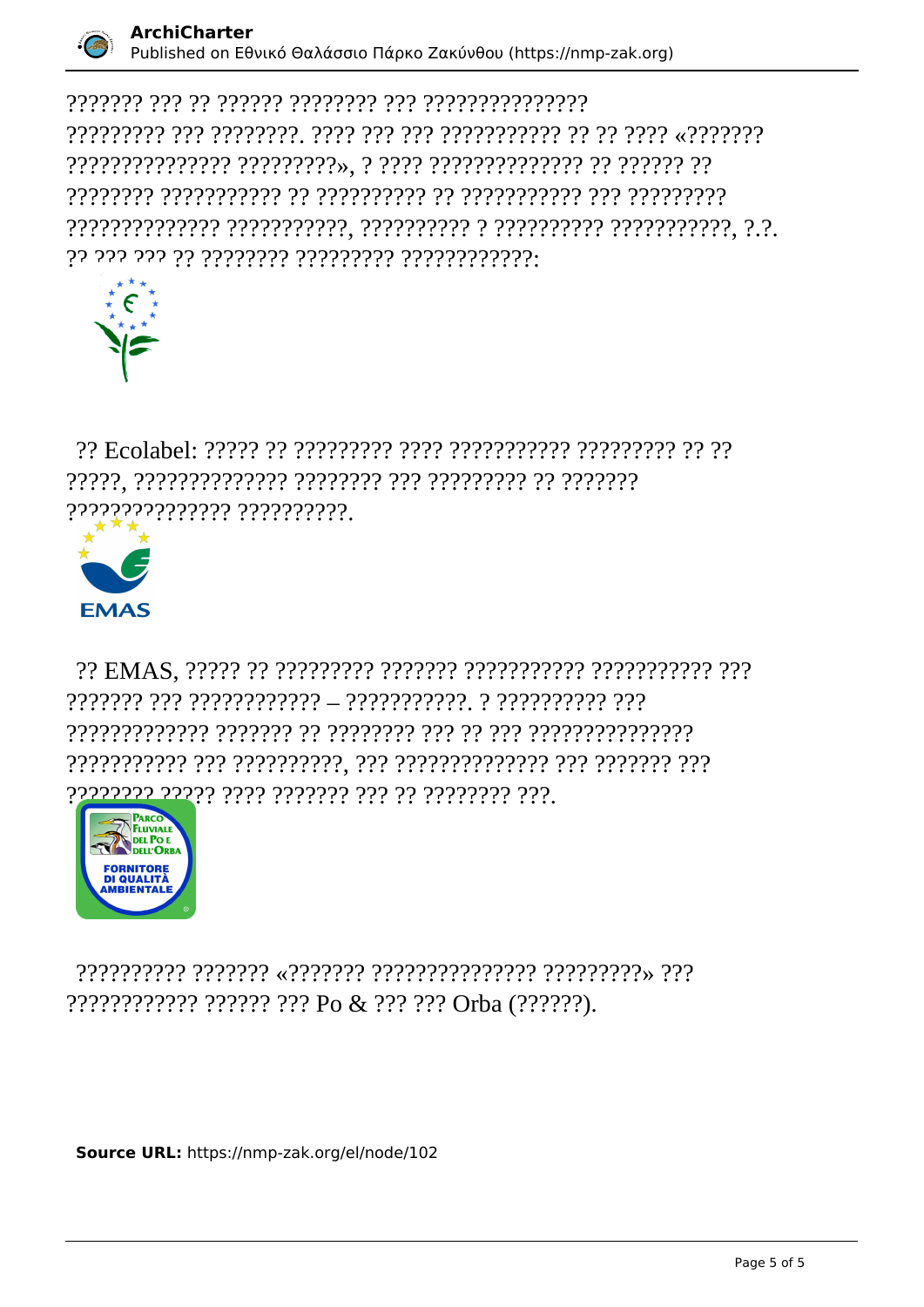??????? ??? ?? ?????? ???????? ??? ??????????????? ????????? ??? ????????. ???? ??? ??? ??????????? ?? ?? ???? «??????? ??????????????? ?????????», ? ???? ?????????????? ?? ?????? ?? ???????? ??????????? ?? ?????????? ?? ??????????? ??? ????????? ?????????????? ???????????, ?????????? ? ?????????? ???????????, ?.?. ?? ??? ??? ?? ???????? ????????? ????????????:

?? Ecolabel: ????? ?? ????????? ???? ??????????? ????????? ?? ?? ?????, ?????????????? ???????? ??? ????????? ?? ??????? ??????????????? ??????????.

?? EMAS, ????? ?? ????????? ??????? ??????????? ??????????? ??? ??????? ??? ???????????? – ???????????. ? ?????????? ??? ????????????? ??????? ?? ???????? ??? ?? ??? ??????????????? ??????????? ??? ??????????, ??? ?????????????? ??? ??????? ??? ???????? ????? ???? ??????? ??? ?? ???????? ???.

?????????? ??????? «??????? ??????????????? ?????????» ??? ???????????? ?????? ??? Po & ??? ??? Orba (??????).

**Source URL:** https://nmp-zak.org/el/node/102